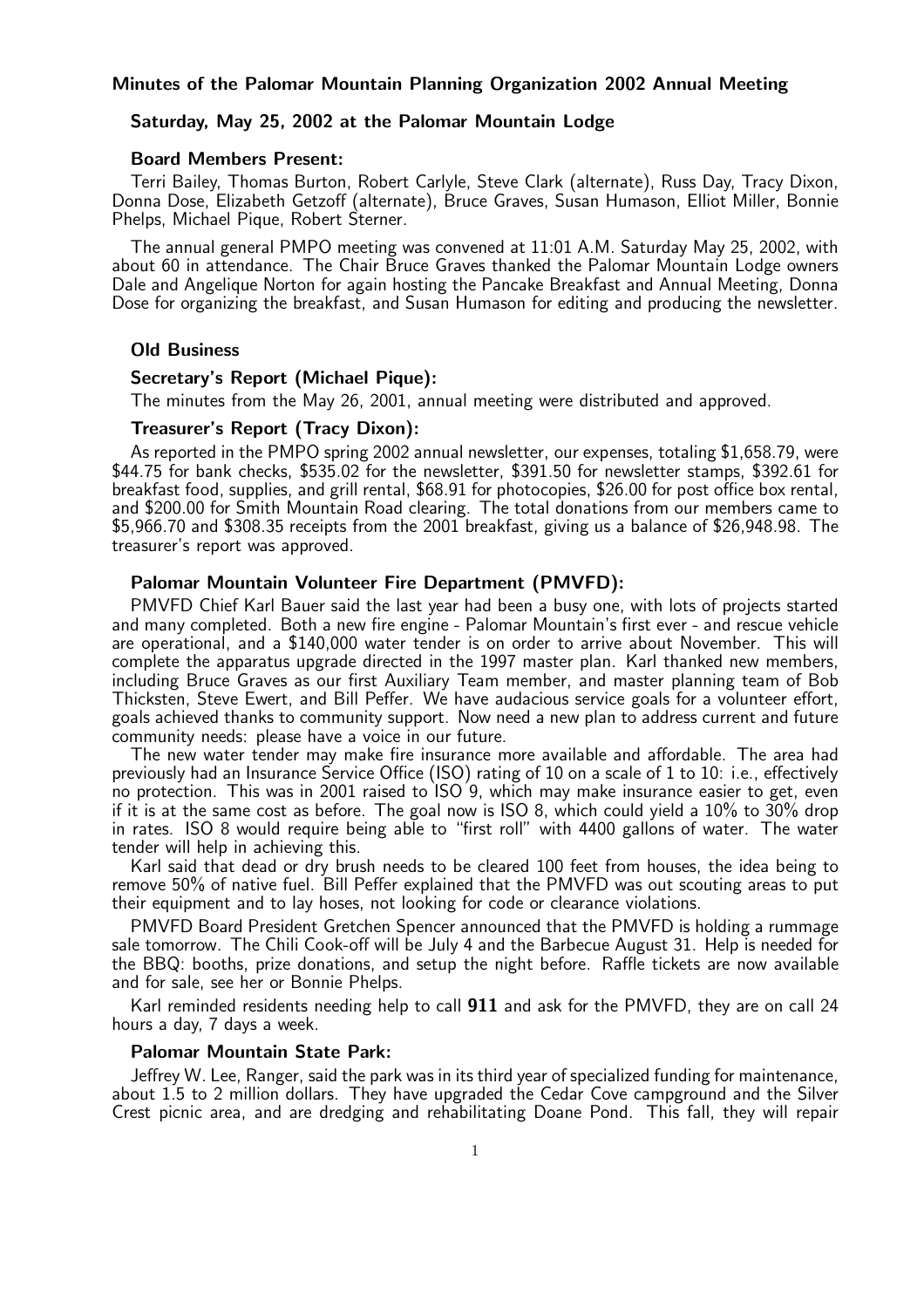# Minutes of the Palomar Mountain Planning Organization 2002 Annual Meeting

## Saturday, May 25, 2002 at the Palomar Mountain Lodge

### Board Members Present:

Terri Bailey, Thomas Burton, Robert Carlyle, Steve Clark (alternate), Russ Day, Tracy Dixon, Donna Dose, Elizabeth Getzoff (alternate), Bruce Graves, Susan Humason, Elliot Miller, Bonnie Phelps, Michael Pique, Robert Sterner.

The annual general PMPO meeting was convened at 11:01 A.M. Saturday May 25, 2002, with about 60 in attendance. The Chair Bruce Graves thanked the Palomar Mountain Lodge owners Dale and Angelique Norton for again hosting the Pancake Breakfast and Annual Meeting, Donna Dose for organizing the breakfast, and Susan Humason for editing and producing the newsletter.

### Old Business

#### Secretary's Report (Michael Pique):

The minutes from the May 26, 2001, annual meeting were distributed and approved.

#### Treasurer's Report (Tracy Dixon):

As reported in the PMPO spring 2002 annual newsletter, our expenses, totaling $1,658.79, were $44.75 for bank checks, $535.02 for the newsletter, $391.50 for newsletter stamps, $392.61 for breakfast food, supplies, and grill rental, $68.91 for photocopies, $26.00 for post office box rental, and $200.00 for Smith Mountain Road clearing. The total donations from our members came to $5,966.70 and $308.35 receipts from the 2001 breakfast, giving us a balance of $26,948.98. The treasurer's report was approved.

#### Palomar Mountain Volunteer Fire Department (PMVFD):

PMVFD Chief Karl Bauer said the last year had been a busy one, with lots of projects started and many completed. Both a new fire engine - Palomar Mountain's first ever - and rescue vehicle are operational, and a $140,000 water tender is on order to arrive about November. This will complete the apparatus upgrade directed in the 1997 master plan. Karl thanked new members, including Bruce Graves as our first Auxiliary Team member, and master planning team of Bob Thicksten, Steve Ewert, and Bill Peffer. We have audacious service goals for a volunteer effort, goals achieved thanks to community support. Now need a new plan to address current and future community needs: please have a voice in our future.

The new water tender may make fire insurance more available and affordable. The area had previously had an Insurance Service Office (ISO) rating of 10 on a scale of 1 to 10: i.e., effectively no protection. This was in 2001 raised to ISO 9, which may make insurance easier to get, even if it is at the same cost as before. The goal now is ISO 8, which could yield a 10% to 30% drop in rates. ISO 8 would require being able to "first roll" with 4400 gallons of water. The water tender will help in achieving this.

Karl said that dead or dry brush needs to be cleared 100 feet from houses, the idea being to remove 50% of native fuel. Bill Peffer explained that the PMVFD was out scouting areas to put their equipment and to lay hoses, not looking for code or clearance violations.

PMVFD Board President Gretchen Spencer announced that the PMVFD is holding a rummage sale tomorrow. The Chili Cook-off will be July 4 and the Barbecue August 31. Help is needed for the BBQ: booths, prize donations, and setup the night before. Raffle tickets are now available and for sale, see her or Bonnie Phelps.

Karl reminded residents needing help to call **911** and ask for the PMVFD, they are on call 24 hours a day, 7 days a week.

#### Palomar Mountain State Park:

Jeffrey W. Lee, Ranger, said the park was in its third year of specialized funding for maintenance, about 1.5 to 2 million dollars. They have upgraded the Cedar Cove campground and the Silver Crest picnic area, and are dredging and rehabilitating Doane Pond. This fall, they will repair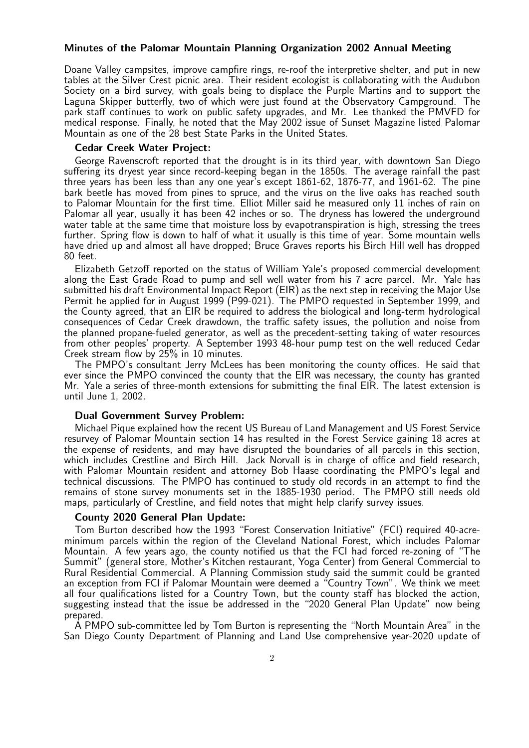**Minutes of the Palomar Mountain Planning Organization 2002 Annual Meeting**

Doane Valley campsites, improve campfire rings, re-roof the interpretive shelter, and put in new tables at the Silver Crest picnic area. Their resident ecologist is collaborating with the Audubon Society on a bird survey, with goals being to displace the Purple Martins and to support the Laguna Skipper butterfly, two of which were just found at the Observatory Campground. The park staff continues to work on public safety upgrades, and Mr. Lee thanked the PMVFD for medical response. Finally, he noted that the May 2002 issue of Sunset Magazine listed Palomar Mountain as one of the 28 best State Parks in the United States.

### Cedar Creek Water Project:

George Ravenscroft reported that the drought is in its third year, with downtown San Diego suffering its dryest year since record-keeping began in the 1850s. The average rainfall the past three years has been less than any one year's except 1861-62, 1876-77, and 1961-62. The pine bark beetle has moved from pines to spruce, and the virus on the live oaks has reached south to Palomar Mountain for the first time. Elliot Miller said he measured only 11 inches of rain on Palomar all year, usually it has been 42 inches or so. The dryness has lowered the underground water table at the same time that moisture loss by evapotranspiration is high, stressing the trees further. Spring flow is down to half of what it usually is this time of year. Some mountain wells have dried up and almost all have dropped; Bruce Graves reports his Birch Hill well has dropped 80 feet.

Elizabeth Getzoff reported on the status of William Yale's proposed commercial development along the East Grade Road to pump and sell well water from his 7 acre parcel. Mr. Yale has submitted his draft Environmental Impact Report (EIR) as the next step in receiving the Major Use Permit he applied for in August 1999 (P99-021). The PMPO requested in September 1999, and the County agreed, that an EIR be required to address the biological and long-term hydrological consequences of Cedar Creek drawdown, the traffic safety issues, the pollution and noise from the planned propane-fueled generator, as well as the precedent-setting taking of water resources from other peoples' property. A September 1993 48-hour pump test on the well reduced Cedar Creek stream flow by 25% in 10 minutes.

The PMPO's consultant Jerry McLees has been monitoring the county offices. He said that ever since the PMPO convinced the county that the EIR was necessary, the county has granted Mr. Yale a series of three-month extensions for submitting the final EIR. The latest extension is until June 1, 2002.

### Dual Government Survey Problem:

Michael Pique explained how the recent US Bureau of Land Management and US Forest Service resurvey of Palomar Mountain section 14 has resulted in the Forest Service gaining 18 acres at the expense of residents, and may have disrupted the boundaries of all parcels in this section, which includes Crestline and Birch Hill. Jack Norvall is in charge of office and field research, with Palomar Mountain resident and attorney Bob Haase coordinating the PMPO's legal and technical discussions. The PMPO has continued to study old records in an attempt to find the remains of stone survey monuments set in the 1885-1930 period. The PMPO still needs old maps, particularly of Crestline, and field notes that might help clarify survey issues.

### County 2020 General Plan Update:

Tom Burton described how the 1993 "Forest Conservation Initiative" (FCI) required 40-acre-minimum parcels within the region of the Cleveland National Forest, which includes Palomar Mountain. A few years ago, the county notified us that the FCI had forced re-zoning of "The Summit" (general store, Mother's Kitchen restaurant, Yoga Center) from General Commercial to Rural Residential Commercial. A Planning Commission study said the summit could be granted an exception from FCI if Palomar Mountain were deemed a "Country Town". We think we meet all four qualifications listed for a Country Town, but the county staff has blocked the action, suggesting instead that the issue be addressed in the "2020 General Plan Update" now being prepared.

A PMPO sub-committee led by Tom Burton is representing the "North Mountain Area" in the San Diego County Department of Planning and Land Use comprehensive year-2020 update of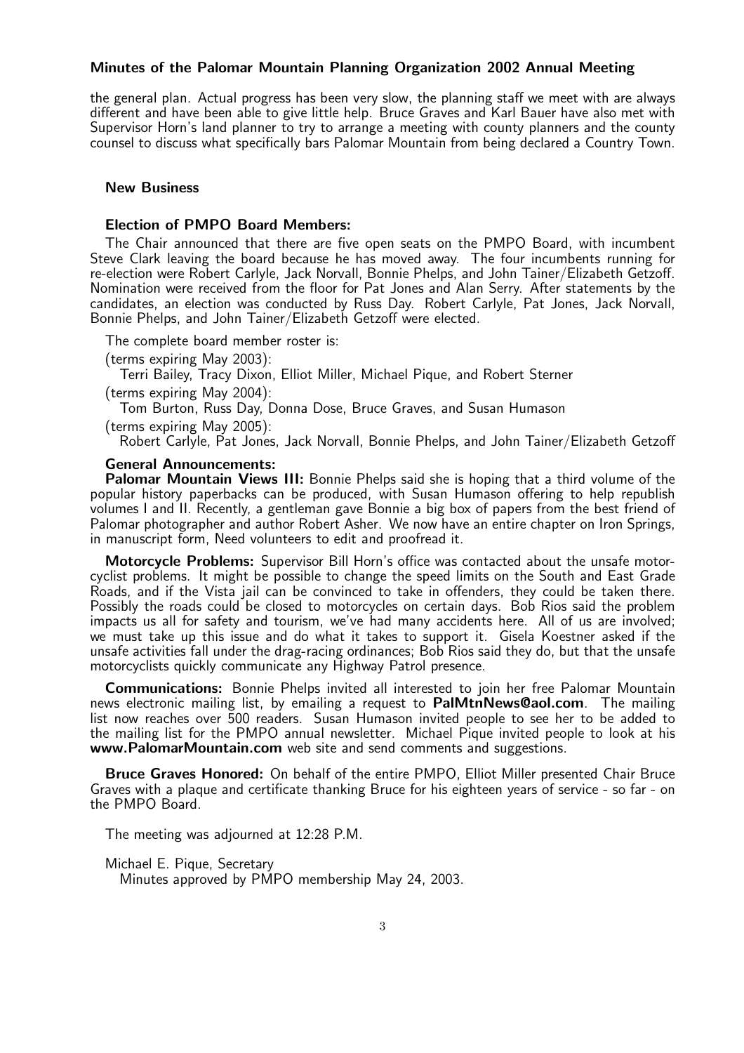the general plan. Actual progress has been very slow, the planning staff we meet with are always different and have been able to give little help. Bruce Graves and Karl Bauer have also met with Supervisor Horn's land planner to try to arrange a meeting with county planners and the county counsel to discuss what specifically bars Palomar Mountain from being declared a Country Town.

## New Business

### Election of PMPO Board Members:

The Chair announced that there are five open seats on the PMPO Board, with incumbent Steve Clark leaving the board because he has moved away. The four incumbents running for re-election were Robert Carlyle, Jack Norvall, Bonnie Phelps, and John Tainer/Elizabeth Getzoff. Nomination were received from the floor for Pat Jones and Alan Serry. After statements by the candidates, an election was conducted by Russ Day. Robert Carlyle, Pat Jones, Jack Norvall, Bonnie Phelps, and John Tainer/Elizabeth Getzoff were elected.

The complete board member roster is:

(terms expiring May 2003):
Terri Bailey, Tracy Dixon, Elliot Miller, Michael Pique, and Robert Sterner

(terms expiring May 2004):
Tom Burton, Russ Day, Donna Dose, Bruce Graves, and Susan Humason

(terms expiring May 2005):
Robert Carlyle, Pat Jones, Jack Norvall, Bonnie Phelps, and John Tainer/Elizabeth Getzoff

### General Announcements:

**Palomar Mountain Views III:** Bonnie Phelps said she is hoping that a third volume of the popular history paperbacks can be produced, with Susan Humason offering to help republish volumes I and II. Recently, a gentleman gave Bonnie a big box of papers from the best friend of Palomar photographer and author Robert Asher. We now have an entire chapter on Iron Springs, in manuscript form, Need volunteers to edit and proofread it.

**Motorcycle Problems:** Supervisor Bill Horn's office was contacted about the unsafe motorcyclist problems. It might be possible to change the speed limits on the South and East Grade Roads, and if the Vista jail can be convinced to take in offenders, they could be taken there. Possibly the roads could be closed to motorcycles on certain days. Bob Rios said the problem impacts us all for safety and tourism, we've had many accidents here. All of us are involved; we must take up this issue and do what it takes to support it. Gisela Koestner asked if the unsafe activities fall under the drag-racing ordinances; Bob Rios said they do, but that the unsafe motorcyclists quickly communicate any Highway Patrol presence.

**Communications:** Bonnie Phelps invited all interested to join her free Palomar Mountain news electronic mailing list, by emailing a request to **PalMtnNews@aol.com**. The mailing list now reaches over 500 readers. Susan Humason invited people to see her to be added to the mailing list for the PMPO annual newsletter. Michael Pique invited people to look at his **www.PalomarMountain.com** web site and send comments and suggestions.

**Bruce Graves Honored:** On behalf of the entire PMPO, Elliot Miller presented Chair Bruce Graves with a plaque and certificate thanking Bruce for his eighteen years of service - so far - on the PMPO Board.

The meeting was adjourned at 12:28 P.M.

Michael E. Pique, Secretary
Minutes approved by PMPO membership May 24, 2003.